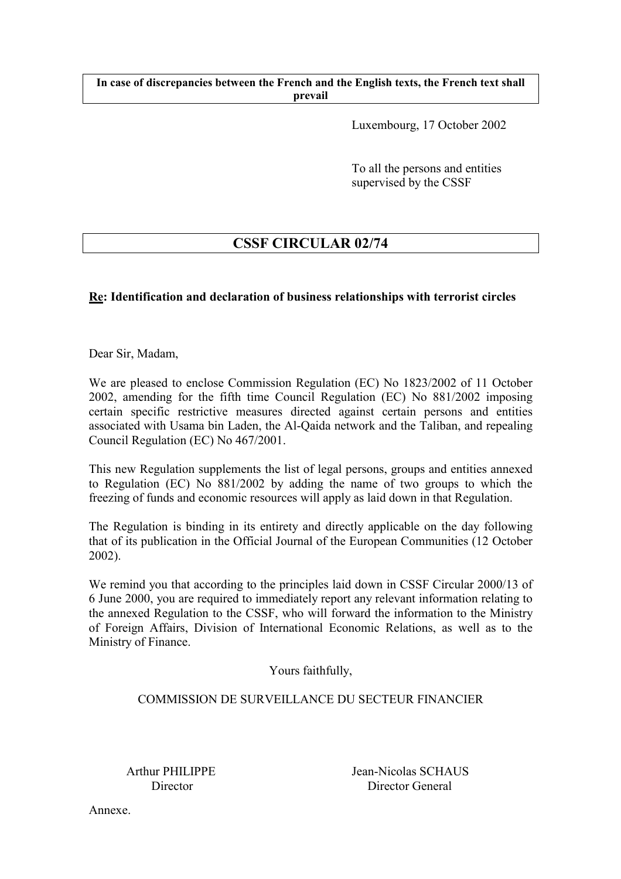**In case of discrepancies between the French and the English texts, the French text shall prevail**

Luxembourg, 17 October 2002

To all the persons and entities supervised by the CSSF

# CSSF CIRCULAR 02/74

**<u>Re</u>: Identification and declaration of business relationships with terrorist circles**

Dear Sir, Madam,

We are pleased to enclose Commission Regulation (EC) No 1823/2002 of 11 October 2002, amending for the fifth time Council Regulation (EC) No 881/2002 imposing certain specific restrictive measures directed against certain persons and entities associated with Usama bin Laden, the Al-Qaida network and the Taliban, and repealing Council Regulation (EC) No 467/2001.

This new Regulation supplements the list of legal persons, groups and entities annexed to Regulation (EC) No 881/2002 by adding the name of two groups to which the freezing of funds and economic resources will apply as laid down in that Regulation.

The Regulation is binding in its entirety and directly applicable on the day following that of its publication in the Official Journal of the European Communities (12 October 2002).

We remind you that according to the principles laid down in CSSF Circular 2000/13 of 6 June 2000, you are required to immediately report any relevant information relating to the annexed Regulation to the CSSF, who will forward the information to the Ministry of Foreign Affairs, Division of International Economic Relations, as well as to the Ministry of Finance.

Yours faithfully,

COMMISSION DE SURVEILLANCE DU SECTEUR FINANCIER

Arthur PHILIPPE
Director

Jean-Nicolas SCHAUS
Director General

Annexe.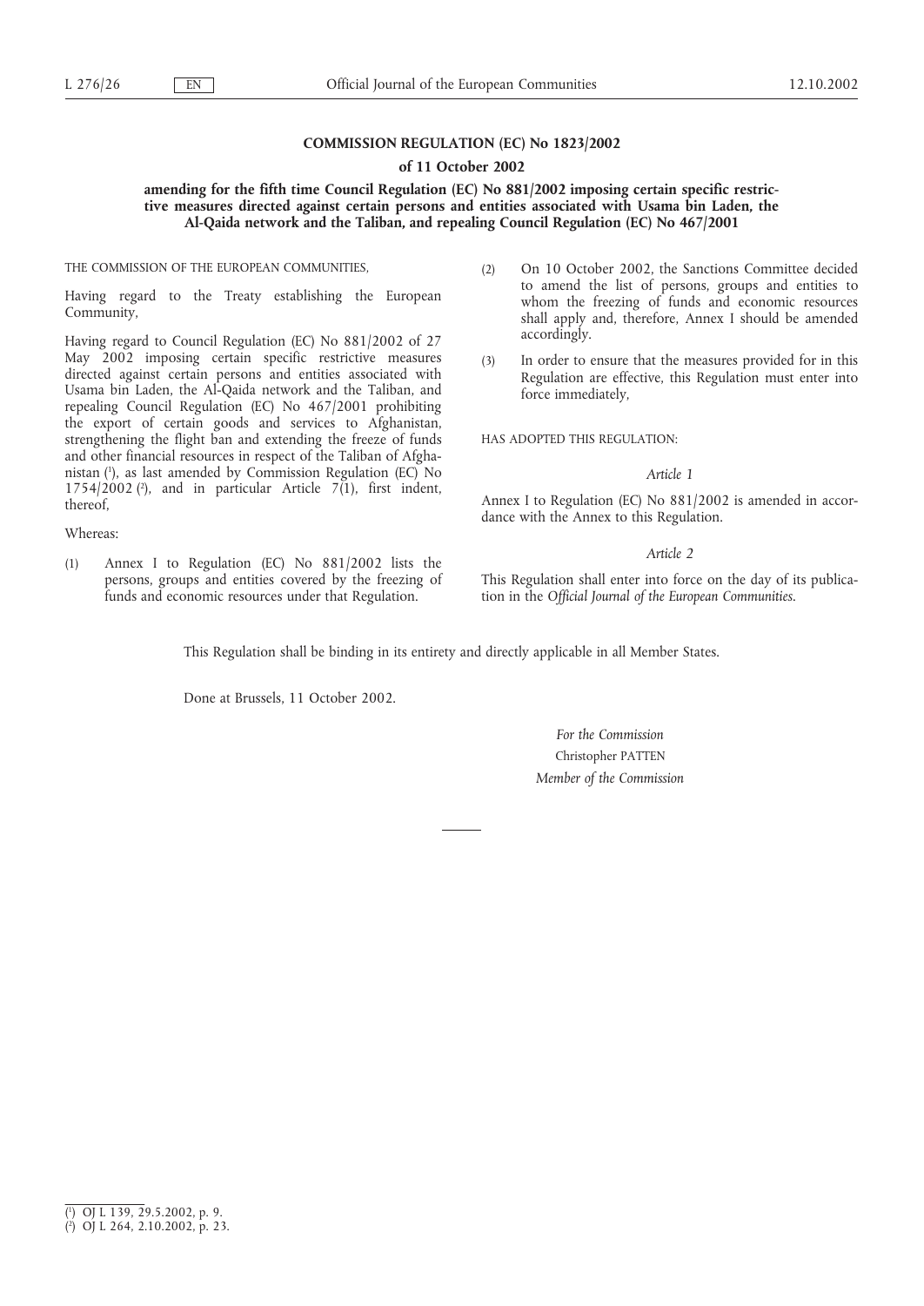**COMMISSION REGULATION (EC) No 1823/2002**

**of 11 October 2002**

**amending for the fifth time Council Regulation (EC) No 881/2002 imposing certain specific restrictive measures directed against certain persons and entities associated with Usama bin Laden, the Al-Qaida network and the Taliban, and repealing Council Regulation (EC) No 467/2001**

THE COMMISSION OF THE EUROPEAN COMMUNITIES,

Having regard to the Treaty establishing the European Community,

Having regard to Council Regulation (EC) No 881/2002 of 27 May 2002 imposing certain specific restrictive measures directed against certain persons and entities associated with Usama bin Laden, the Al-Qaida network and the Taliban, and repealing Council Regulation (EC) No 467/2001 prohibiting the export of certain goods and services to Afghanistan, strengthening the flight ban and extending the freeze of funds and other financial resources in respect of the Taliban of Afghanistan [1], as last amended by Commission Regulation (EC) No 1754/2002 [2], and in particular Article 7(1), first indent, thereof,

Whereas:

(1) Annex I to Regulation (EC) No 881/2002 lists the persons, groups and entities covered by the freezing of funds and economic resources under that Regulation.

(2) On 10 October 2002, the Sanctions Committee decided to amend the list of persons, groups and entities to whom the freezing of funds and economic resources shall apply and, therefore, Annex I should be amended accordingly.

(3) In order to ensure that the measures provided for in this Regulation are effective, this Regulation must enter into force immediately,

HAS ADOPTED THIS REGULATION:

*Article 1*

Annex I to Regulation (EC) No 881/2002 is amended in accordance with the Annex to this Regulation.

*Article 2*

This Regulation shall enter into force on the day of its publication in the *Official Journal of the European Communities*.

This Regulation shall be binding in its entirety and directly applicable in all Member States.

Done at Brussels, 11 October 2002.

*For the Commission*

Christopher PATTEN

*Member of the Commission*

---

[1] OJ L 139, 29.5.2002, p. 9.

[2] OJ L 264, 2.10.2002, p. 23.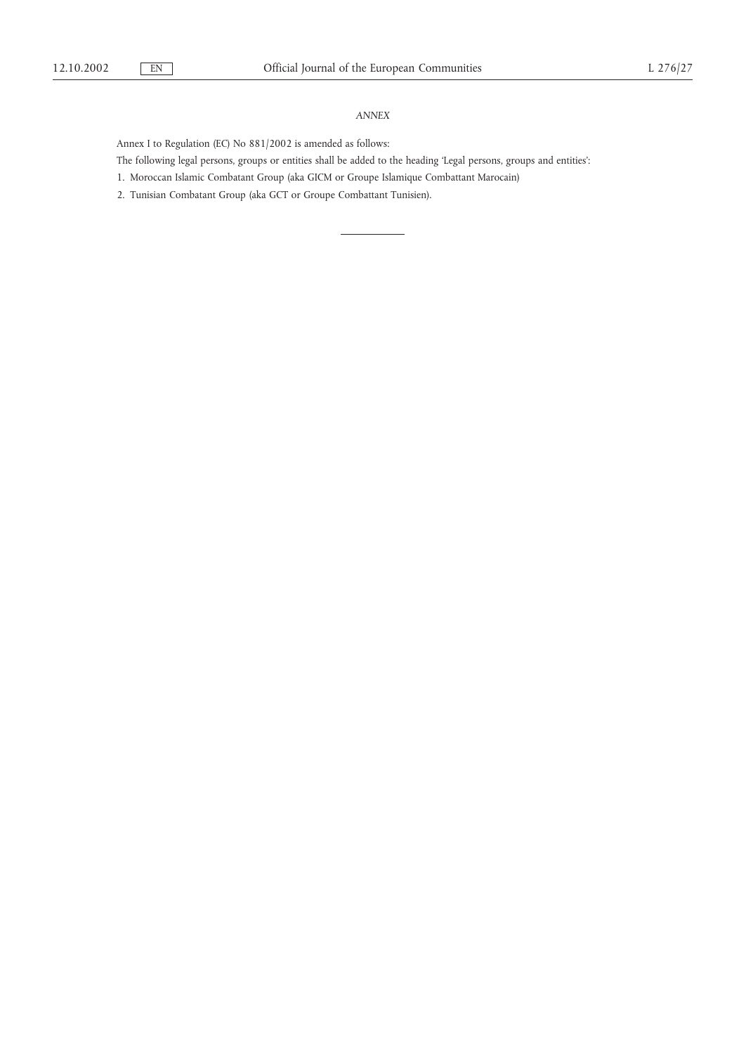*ANNEX*

Annex I to Regulation (EC) No 881/2002 is amended as follows:

The following legal persons, groups or entities shall be added to the heading 'Legal persons, groups and entities':

1. Moroccan Islamic Combatant Group (aka GICM or Groupe Islamique Combattant Marocain)
2. Tunisian Combatant Group (aka GCT or Groupe Combattant Tunisien).